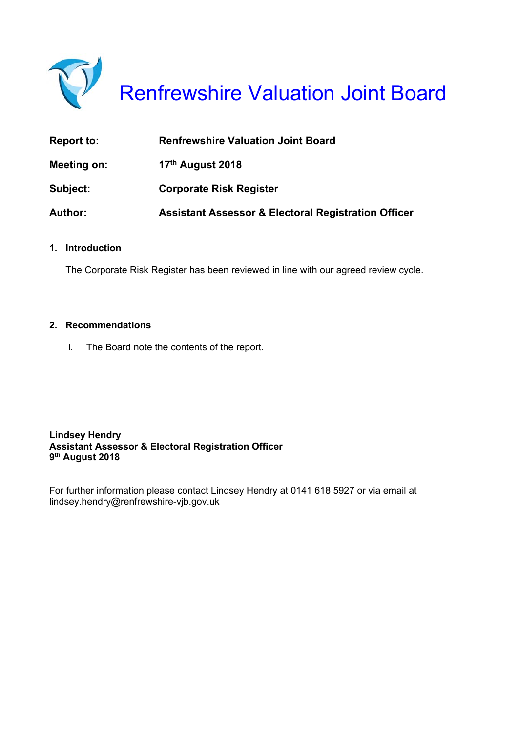# Renfrewshire Valuation Joint Board

| | |
|---|---|
| **Report to:** | **Renfrewshire Valuation Joint Board** |
| **Meeting on:** | **17th August 2018** |
| **Subject:** | **Corporate Risk Register** |
| **Author:** | **Assistant Assessor & Electoral Registration Officer** |

## 1. Introduction

The Corporate Risk Register has been reviewed in line with our agreed review cycle.

## 2. Recommendations

i. The Board note the contents of the report.

**Lindsey Hendry**
**Assistant Assessor & Electoral Registration Officer**
**9th August 2018**

For further information please contact Lindsey Hendry at 0141 618 5927 or via email at lindsey.hendry@renfrewshire-vjb.gov.uk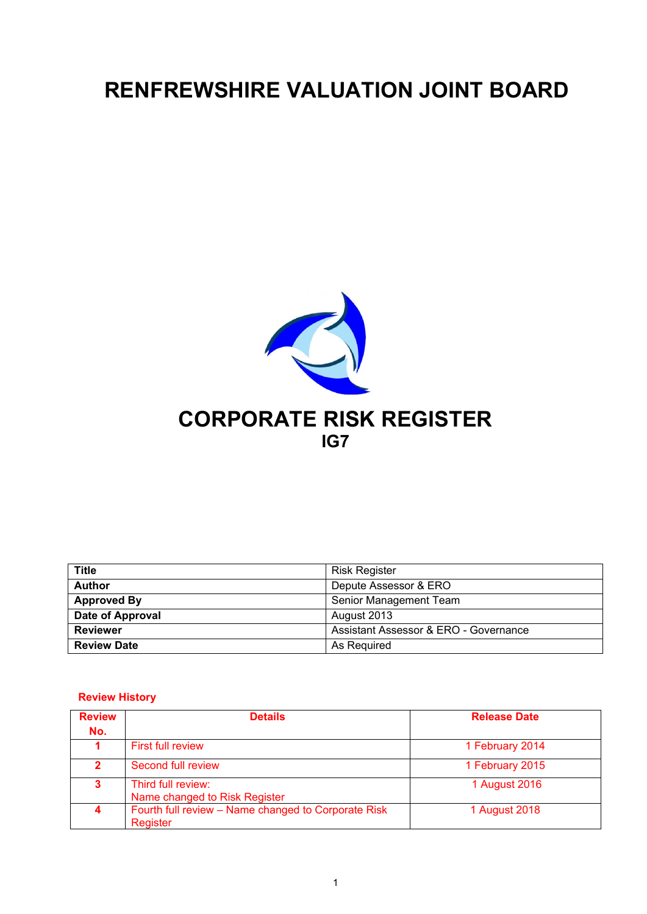# RENFREWSHIRE VALUATION JOINT BOARD

# CORPORATE RISK REGISTER

## IG7

| **Title** | Risk Register |
|---|---|
| **Author** | Depute Assessor & ERO |
| **Approved By** | Senior Management Team |
| **Date of Approval** | August 2013 |
| **Reviewer** | Assistant Assessor & ERO - Governance |
| **Review Date** | As Required |

**Review History**

| Review No. | Details | Release Date |
|---|---|---|
| 1 | First full review | 1 February 2014 |
| 2 | Second full review | 1 February 2015 |
| 3 | Third full review:<br>Name changed to Risk Register | 1 August 2016 |
| 4 | Fourth full review – Name changed to Corporate Risk Register | 1 August 2018 |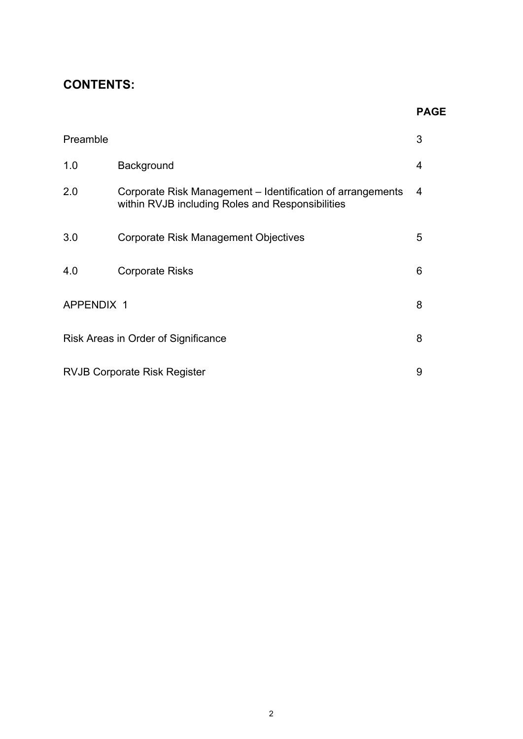## CONTENTS:

| | | PAGE |
|---|---|---|
| Preamble | | 3 |
| 1.0 | Background | 4 |
| 2.0 | Corporate Risk Management – Identification of arrangements within RVJB including Roles and Responsibilities | 4 |
| 3.0 | Corporate Risk Management Objectives | 5 |
| 4.0 | Corporate Risks | 6 |
| APPENDIX 1 | | 8 |
| Risk Areas in Order of Significance | | 8 |
| RVJB Corporate Risk Register | | 9 |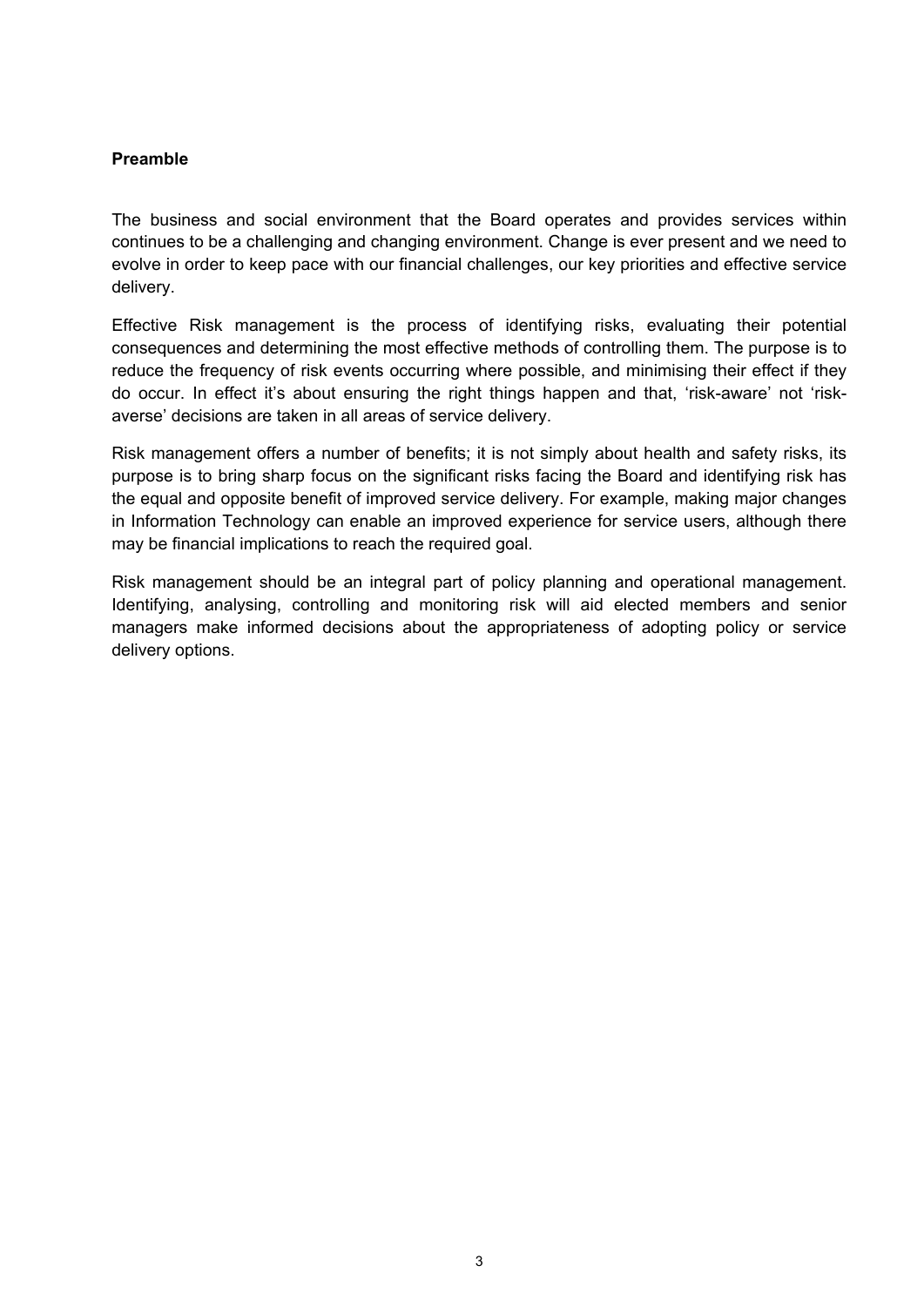**Preamble**

The business and social environment that the Board operates and provides services within continues to be a challenging and changing environment. Change is ever present and we need to evolve in order to keep pace with our financial challenges, our key priorities and effective service delivery.

Effective Risk management is the process of identifying risks, evaluating their potential consequences and determining the most effective methods of controlling them. The purpose is to reduce the frequency of risk events occurring where possible, and minimising their effect if they do occur. In effect it's about ensuring the right things happen and that, 'risk-aware' not 'risk-averse' decisions are taken in all areas of service delivery.

Risk management offers a number of benefits; it is not simply about health and safety risks, its purpose is to bring sharp focus on the significant risks facing the Board and identifying risk has the equal and opposite benefit of improved service delivery. For example, making major changes in Information Technology can enable an improved experience for service users, although there may be financial implications to reach the required goal.

Risk management should be an integral part of policy planning and operational management. Identifying, analysing, controlling and monitoring risk will aid elected members and senior managers make informed decisions about the appropriateness of adopting policy or service delivery options.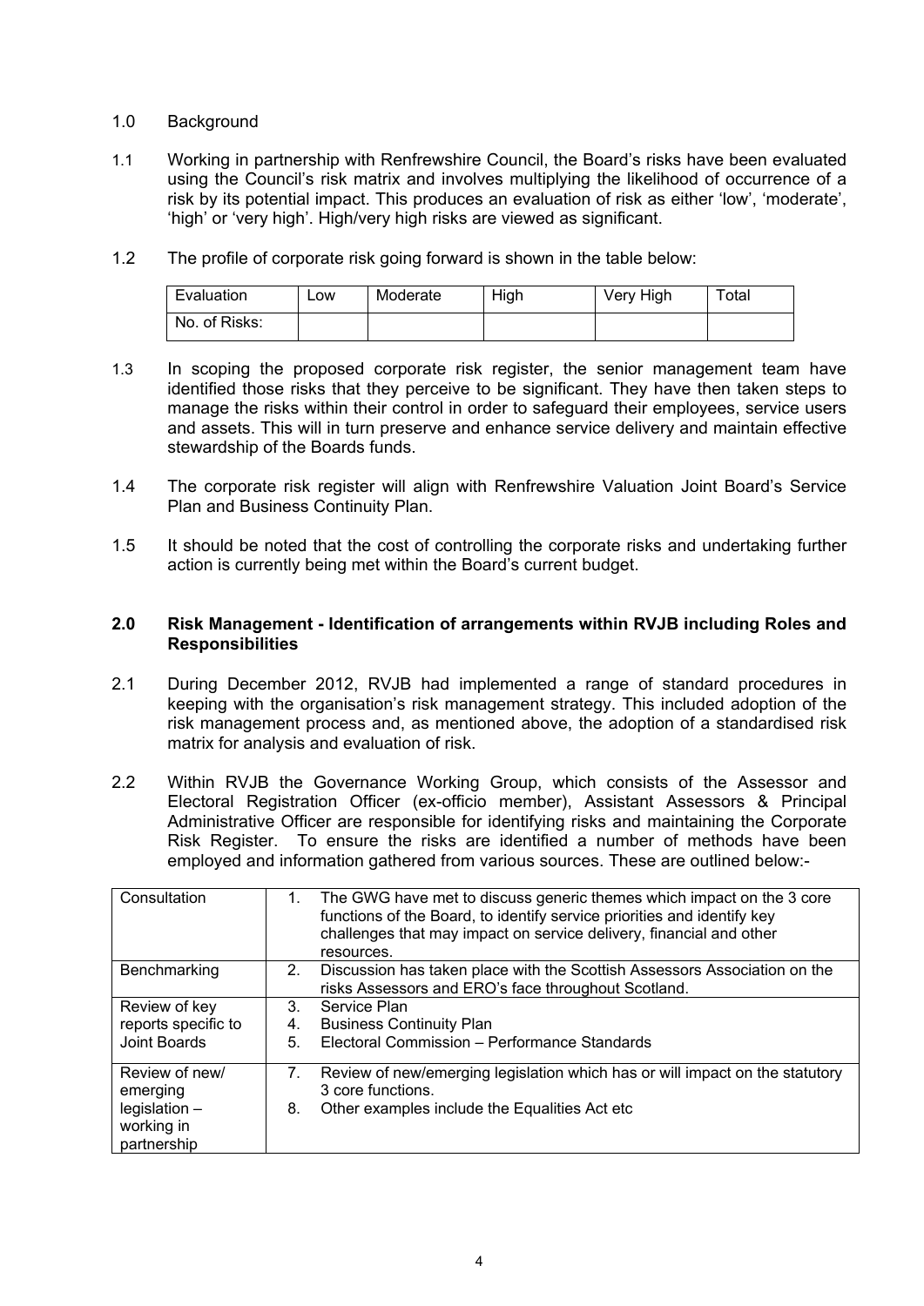1.0 Background

1.1 Working in partnership with Renfrewshire Council, the Board's risks have been evaluated using the Council's risk matrix and involves multiplying the likelihood of occurrence of a risk by its potential impact. This produces an evaluation of risk as either 'low', 'moderate', 'high' or 'very high'. High/very high risks are viewed as significant.

1.2 The profile of corporate risk going forward is shown in the table below:

| Evaluation | Low | Moderate | High | Very High | Total |
|---|---|---|---|---|---|
| No. of Risks: | | | | | |

1.3 In scoping the proposed corporate risk register, the senior management team have identified those risks that they perceive to be significant. They have then taken steps to manage the risks within their control in order to safeguard their employees, service users and assets. This will in turn preserve and enhance service delivery and maintain effective stewardship of the Boards funds.

1.4 The corporate risk register will align with Renfrewshire Valuation Joint Board's Service Plan and Business Continuity Plan.

1.5 It should be noted that the cost of controlling the corporate risks and undertaking further action is currently being met within the Board's current budget.

## 2.0 Risk Management - Identification of arrangements within RVJB including Roles and Responsibilities

2.1 During December 2012, RVJB had implemented a range of standard procedures in keeping with the organisation's risk management strategy. This included adoption of the risk management process and, as mentioned above, the adoption of a standardised risk matrix for analysis and evaluation of risk.

2.2 Within RVJB the Governance Working Group, which consists of the Assessor and Electoral Registration Officer (ex-officio member), Assistant Assessors & Principal Administrative Officer are responsible for identifying risks and maintaining the Corporate Risk Register. To ensure the risks are identified a number of methods have been employed and information gathered from various sources. These are outlined below:-

| | |
|---|---|
| Consultation | 1. The GWG have met to discuss generic themes which impact on the 3 core functions of the Board, to identify service priorities and identify key challenges that may impact on service delivery, financial and other resources. |
| Benchmarking | 2. Discussion has taken place with the Scottish Assessors Association on the risks Assessors and ERO's face throughout Scotland. |
| Review of key reports specific to Joint Boards | 3. Service Plan<br>4. Business Continuity Plan<br>5. Electoral Commission – Performance Standards |
| Review of new/ emerging legislation – working in partnership | 7. Review of new/emerging legislation which has or will impact on the statutory 3 core functions.<br>8. Other examples include the Equalities Act etc |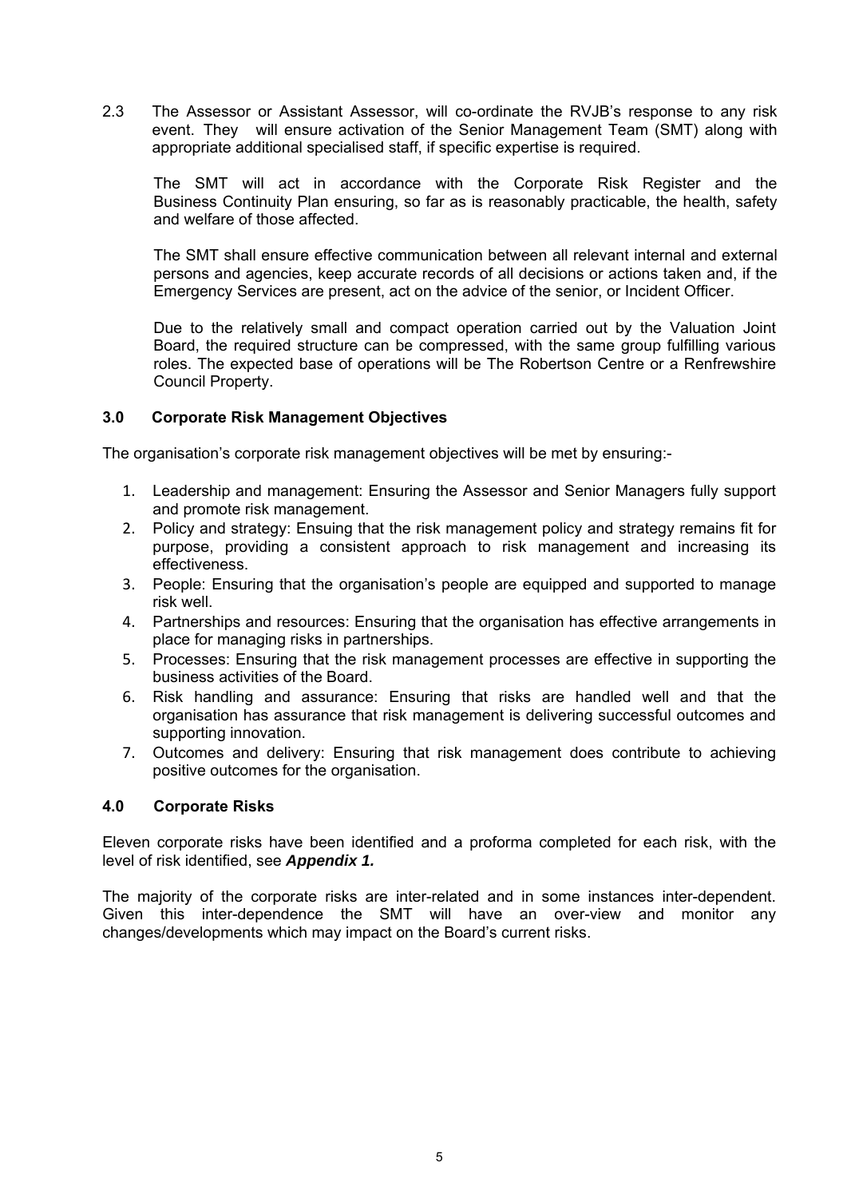2.3 The Assessor or Assistant Assessor, will co-ordinate the RVJB's response to any risk event. They will ensure activation of the Senior Management Team (SMT) along with appropriate additional specialised staff, if specific expertise is required.

The SMT will act in accordance with the Corporate Risk Register and the Business Continuity Plan ensuring, so far as is reasonably practicable, the health, safety and welfare of those affected.

The SMT shall ensure effective communication between all relevant internal and external persons and agencies, keep accurate records of all decisions or actions taken and, if the Emergency Services are present, act on the advice of the senior, or Incident Officer.

Due to the relatively small and compact operation carried out by the Valuation Joint Board, the required structure can be compressed, with the same group fulfilling various roles. The expected base of operations will be The Robertson Centre or a Renfrewshire Council Property.

### 3.0 Corporate Risk Management Objectives

The organisation's corporate risk management objectives will be met by ensuring:-

1. Leadership and management: Ensuring the Assessor and Senior Managers fully support and promote risk management.
2. Policy and strategy: Ensuing that the risk management policy and strategy remains fit for purpose, providing a consistent approach to risk management and increasing its effectiveness.
3. People: Ensuring that the organisation's people are equipped and supported to manage risk well.
4. Partnerships and resources: Ensuring that the organisation has effective arrangements in place for managing risks in partnerships.
5. Processes: Ensuring that the risk management processes are effective in supporting the business activities of the Board.
6. Risk handling and assurance: Ensuring that risks are handled well and that the organisation has assurance that risk management is delivering successful outcomes and supporting innovation.
7. Outcomes and delivery: Ensuring that risk management does contribute to achieving positive outcomes for the organisation.

### 4.0 Corporate Risks

Eleven corporate risks have been identified and a proforma completed for each risk, with the level of risk identified, see ***Appendix 1.***

The majority of the corporate risks are inter-related and in some instances inter-dependent. Given this inter-dependence the SMT will have an over-view and monitor any changes/developments which may impact on the Board's current risks.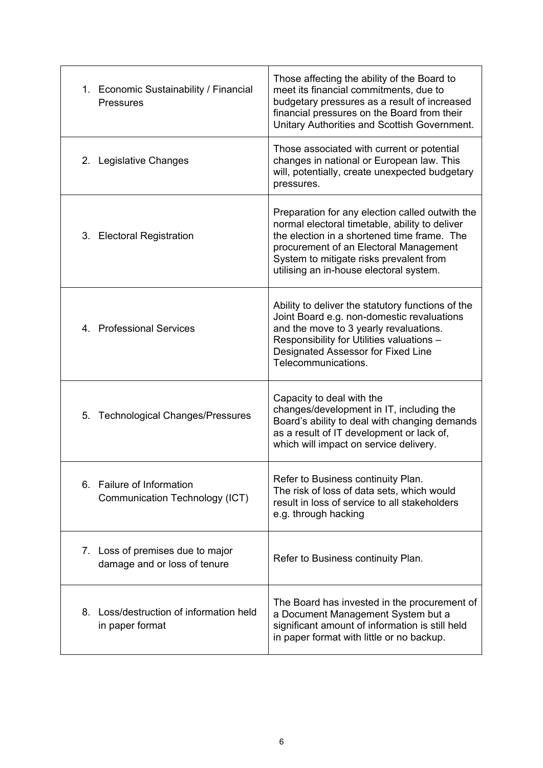| | |
|---|---|
| 1. Economic Sustainability / Financial Pressures | Those affecting the ability of the Board to meet its financial commitments, due to budgetary pressures as a result of increased financial pressures on the Board from their Unitary Authorities and Scottish Government. |
| 2. Legislative Changes | Those associated with current or potential changes in national or European law. This will, potentially, create unexpected budgetary pressures. |
| 3. Electoral Registration | Preparation for any election called outwith the normal electoral timetable, ability to deliver the election in a shortened time frame. The procurement of an Electoral Management System to mitigate risks prevalent from utilising an in-house electoral system. |
| 4. Professional Services | Ability to deliver the statutory functions of the Joint Board e.g. non-domestic revaluations and the move to 3 yearly revaluations. Responsibility for Utilities valuations – Designated Assessor for Fixed Line Telecommunications. |
| 5. Technological Changes/Pressures | Capacity to deal with the changes/development in IT, including the Board's ability to deal with changing demands as a result of IT development or lack of, which will impact on service delivery. |
| 6. Failure of Information Communication Technology (ICT) | Refer to Business continuity Plan. The risk of loss of data sets, which would result in loss of service to all stakeholders e.g. through hacking |
| 7. Loss of premises due to major damage and or loss of tenure | Refer to Business continuity Plan. |
| 8. Loss/destruction of information held in paper format | The Board has invested in the procurement of a Document Management System but a significant amount of information is still held in paper format with little or no backup. |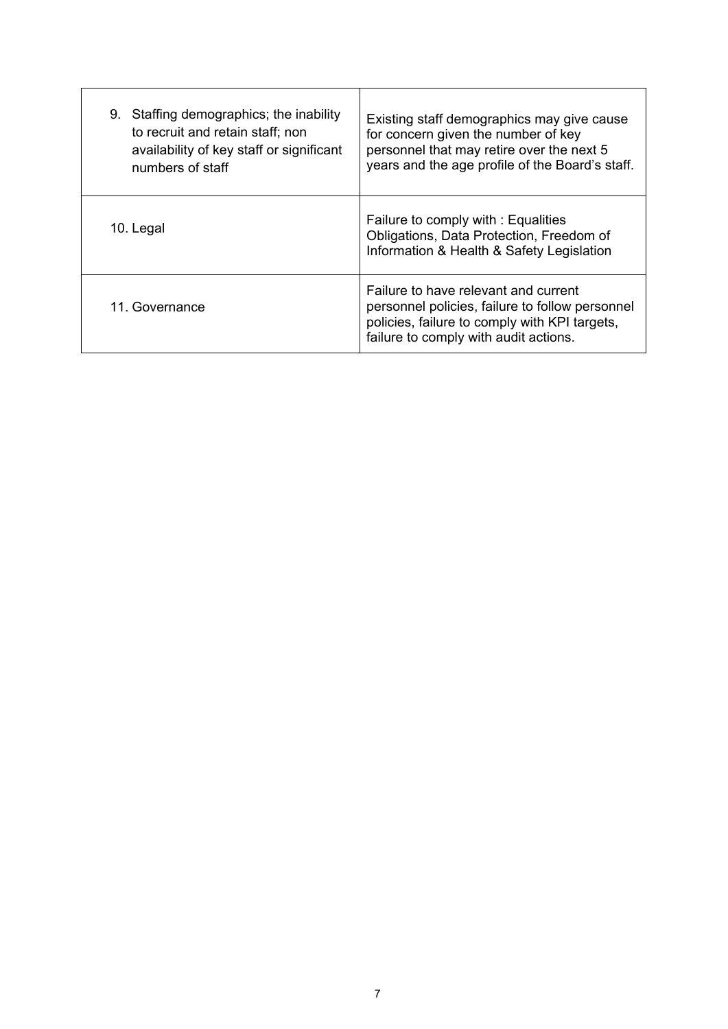| | |
|---|---|
| 9. Staffing demographics; the inability to recruit and retain staff; non availability of key staff or significant numbers of staff | Existing staff demographics may give cause for concern given the number of key personnel that may retire over the next 5 years and the age profile of the Board's staff. |
| 10. Legal | Failure to comply with : Equalities Obligations, Data Protection, Freedom of Information & Health & Safety Legislation |
| 11. Governance | Failure to have relevant and current personnel policies, failure to follow personnel policies, failure to comply with KPI targets, failure to comply with audit actions. |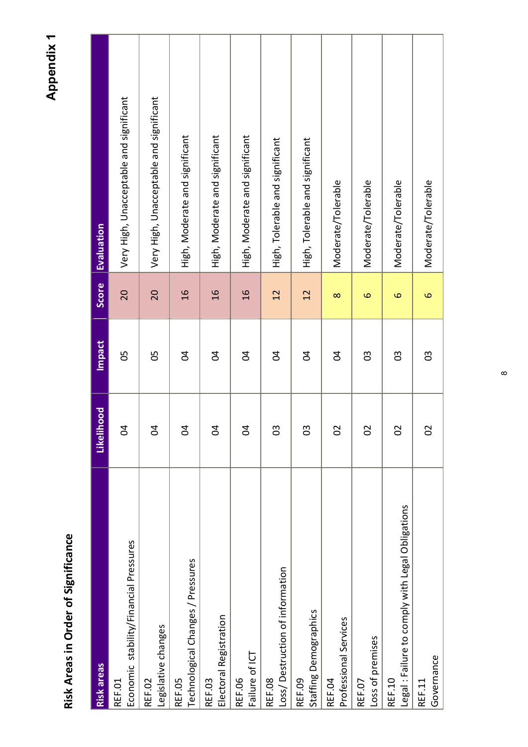**Appendix 1**

## Risk Areas in Order of Significance

| Risk areas | Likelihood | Impact | Score | Evaluation |
|---|---|---|---|---|
| REF.01 Economic stability/Financial Pressures | 04 | 05 | 20 | Very High, Unacceptable and significant |
| REF.02 Legislative changes | 04 | 05 | 20 | Very High, Unacceptable and significant |
| REF.05 Technological Changes / Pressures | 04 | 04 | 16 | High, Moderate and significant |
| REF.03 Electoral Registration | 04 | 04 | 16 | High, Moderate and significant |
| REF.06 Failure of ICT | 04 | 04 | 16 | High, Moderate and significant |
| REF.08 Loss/ Destruction of information | 03 | 04 | 12 | High, Tolerable and significant |
| REF.09 Staffing Demographics | 03 | 04 | 12 | High, Tolerable and significant |
| REF.04 Professional Services | 02 | 04 | 8 | Moderate/Tolerable |
| REF.07 Loss of premises | 02 | 03 | 6 | Moderate/Tolerable |
| REF.10 Legal : Failure to comply with Legal Obligations | 02 | 03 | 6 | Moderate/Tolerable |
| REF.11 Governance | 02 | 03 | 6 | Moderate/Tolerable |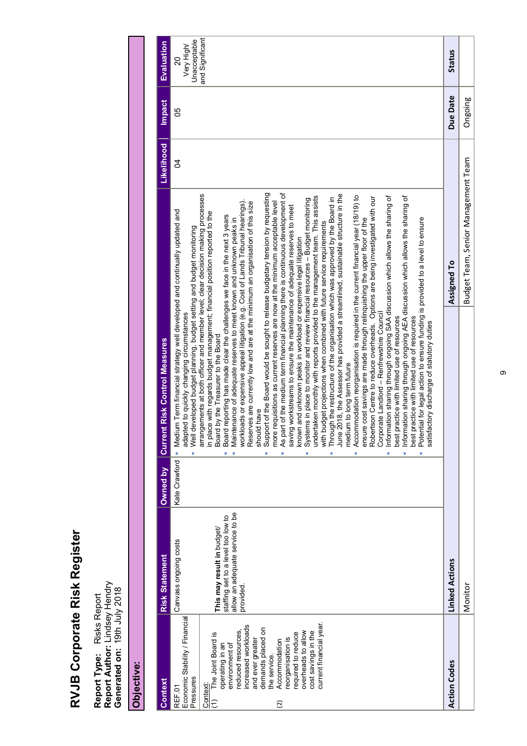# RVJB Corporate Risk Register

**Report Type:** Risks Report
**Report Author:** Lindsey Hendry
**Generated on:** 19th July 2018

**Objective:**

| Context | Risk Statement | Owned by | Current Risk Control Measures | Likelihood | Impact | Evaluation |
|---|---|---|---|---|---|---|
| REF.01<br>Economic Stability / Financial Pressures<br><br>Context:<br>(1) The Joint Board is operating in an environment of reduced resources, increased workloads and ever greater demands placed on the service.<br>(2) Accommodation reorganisation is required to reduce overheads to allow cost savings in the current financial year. | Canvass ongoing costs<br><br>**This may result in** budget/ staffing set to a level too low to allow an adequate service to be provided. | Kate Crawford | ▪ Medium Term financial strategy well developed and continually updated and adapted to quickly changing circumstances<br>▪ Well developed budget planning, budget setting and budget monitoring arrangements at both officer and member level; clear decision making processes in place with regards budget management; financial position reported to the Board by the Treasurer to the Board<br>▪ Board reporting has made clear the challenges we face in the next 3 years<br>▪ Maintenance of adequate reserves to meet known and unknown peaks in workloads or expensive appeal litigation (e.g. Cost of Lands Tribunal hearings). Reserves are currently low and are at the minimum an organisation of this size should have<br>▪ Support of the Board would be sought to release budgetary tension by requesting more requisitions as current reserves are now at the minimum acceptable level<br>▪ As part of the medium term financial planning there is continuous development of saving workstreams to ensure the maintenance of adequate reserves to meet known and unknown peaks in workload or expensive legal litigation<br>▪ Systems in place to monitor and review financial resources – Budget monitoring undertaken monthly with reports provided to the management team. This assists with budget projections when combined with future service requirements<br>▪ Through the restructure of the organisation which was approved by the Board in June 2018, the Assessor has provided a streamlined, sustainable structure in the medium to long term future<br>▪ Accommodation reorganisation is required in the current financial year (18/19) to ensure cost savings are made through relinquishing the upper floor of the Robertson Centre to reduce overheads. Options are being investigated with our Corporate Landlord – Renfrewshire Council<br>▪ Information sharing through ongoing SAA discussion which allows the sharing of best practice with limited use of resources<br>▪ Information sharing through ongoing AEA discussion which allows the sharing of best practice with limited use of resources<br>▪ Potential for legal action to ensure funding is provided to a level to ensure satisfactory discharge of statutory duties | 04 | 05 | 20<br>Very High/ Unacceptable and Significant |

| Action Codes | Linked Actions | Assigned To | Due Date | Status |
|---|---|---|---|---|
| | Monitor | Budget Team, Senior Management Team | Ongoing | |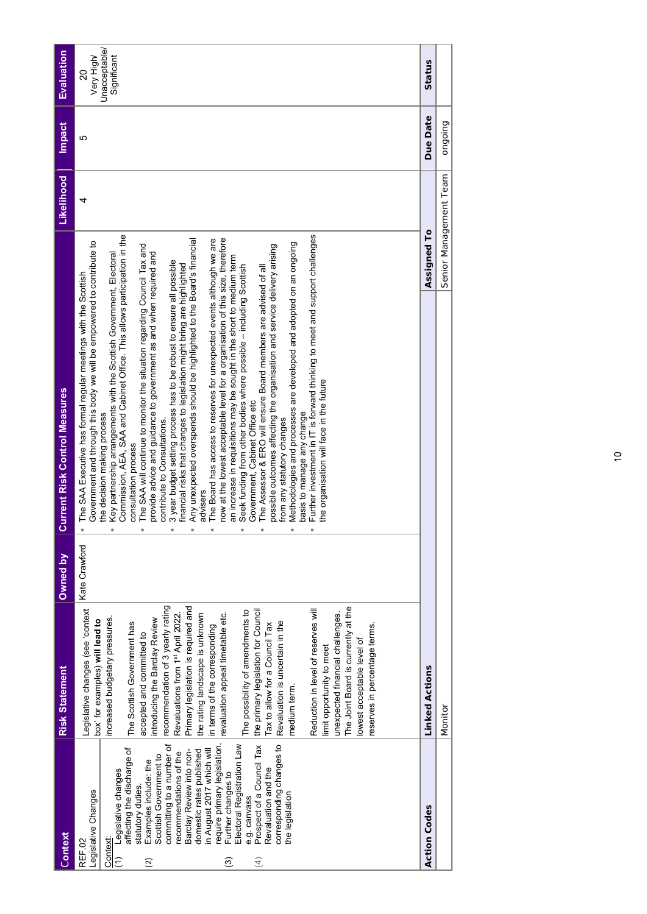| Context | Risk Statement | Owned by | Current Risk Control Measures | Likelihood | Impact | Evaluation |
|---|---|---|---|---|---|---|
| REF.02<br>Legislative Changes<br><br>Context:<br>(1) Legislative changes affecting the discharge of statutory duties.<br>(2) Examples include: the Scottish Government to committing to a number of recommendations of the Barclay Review into non-domestic rates published in August 2017 which will require primary legislation.<br>(3) Further changes to Electoral Registration Law e.g. canvass<br>(4) Prospect of a Council Tax Revaluation and the corresponding changes to the legislation | Legislative changes (see 'context box' for examples) **will lead to** increased budgetary pressures.<br><br>The Scottish Government has accepted and committed to introducing the Barclay Review recommendation of 3 yearly rating Revaluations from 1st April 2022. Primary legislation is required and the rating landscape is unknown in terms of the corresponding revaluation appeal timetable etc.<br><br>The possibility of amendments to the primary legislation for Council Tax to allow for a Council Tax Revaluation is uncertain in the medium term.<br><br>Reduction in level of reserves will limit opportunity to meet unexpected financial challenges. The Joint Board is currently at the lowest acceptable level of reserves in percentage terms. | Kate Crawford | ▪ The SAA Executive has formal regular meetings with the Scottish Government and through this body we will be empowered to contribute to the decision making process<br>▪ Key partnership arrangements with the Scottish Government, Electoral Commission, AEA, SAA and Cabinet Office. This allows participation in the consultation process<br>▪ The SAA will continue to monitor the situation regarding Council Tax and provide advice and guidance to government as and when required and contribute to Consultations.<br>▪ 3 year budget setting process has to be robust to ensure all possible financial risks that changes to legislation might bring are highlighted<br>▪ Any unexpected overspends should be highlighted to the Board's financial advisers<br>▪ The Board has access to reserves for unexpected events although we are now at the lowest acceptable level for a organisation of this size, therefore an increase in requisitions may be sought in the short to medium term<br>▪ Seek funding from other bodies where possible – including Scottish Government, Cabinet Office etc<br>▪ The Assessor & ERO will ensure Board members are advised of all possible outcomes affecting the organisation and service delivery arising from any statutory changes<br>▪ Methodologies and processes are developed and adopted on an ongoing basis to manage any change<br>▪ Further investment in IT is forward thinking to meet and support challenges the organisation will face in the future | 4 | 5 | 20<br>Very High/<br>Unacceptable/<br>Significant |
| **Action Codes** | **Linked Actions** | | | **Assigned To** | **Due Date** | **Status** |
| | Monitor | | | Senior Management Team | ongoing | |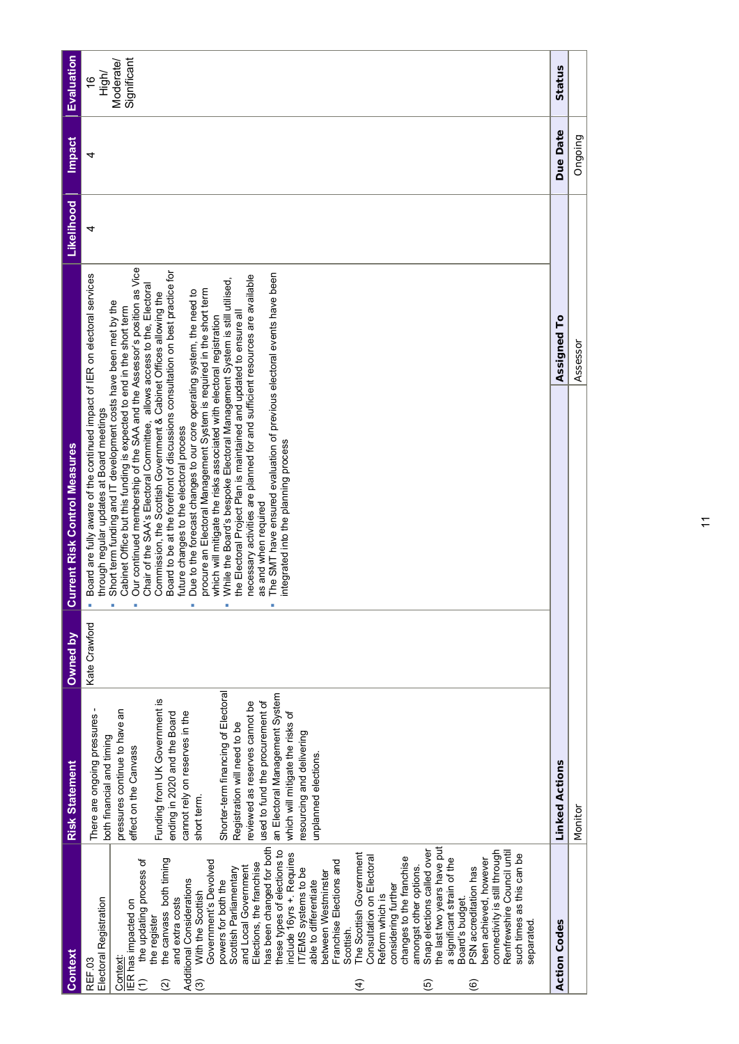| Context | Risk Statement | Owned by | Current Risk Control Measures | Likelihood | Impact | Evaluation |
|---|---|---|---|---|---|---|
| REF.03<br>Electoral Registration<br><br>Context:<br>IER has impacted on<br>(1) the updating process of the register<br>(2) the canvass both timing and extra costs<br>Additional Considerations<br>(3) With the Scottish Government's Devolved powers for both the Scottish Parliamentary and Local Government Elections, the franchise has been changed for both these types of elections to include 16yrs +. Requires IT/EMS systems to be able to differentiate between Westminster Franchise Elections and Scottish.<br>(4) The Scottish Government Consultation on Electoral Reform which is considering further changes to the franchise amongst other options.<br>(5) Snap elections called over the last two years have put a significant strain of the Board's budget.<br>(6) PSN accreditation has been achieved, however connectivity is still through Renfrewshire Council until such times as this can be separated. | There are ongoing pressures - both financial and timing pressures continue to have an effect on the Canvass<br><br>Funding from UK Government is ending in 2020 and the Board cannot rely on reserves in the short term.<br><br>Shorter-term financing of Electoral Registration will need to be reviewed as reserves cannot be used to fund the procurement of an Electoral Management System which will mitigate the risks of resourcing and delivering unplanned elections. | Kate Crawford | ▪ Board are fully aware of the continued impact of IER on electoral services through regular updates at Board meetings<br>▪ Short term funding and IT development costs have been met by the Cabinet Office but this funding is expected to end in the short term<br>▪ Our continued membership of the SAA and the Assessor's position as Vice Chair of the SAA's Electoral Committee, allows access to the, Electoral Commission, the Scottish Government & Cabinet Offices allowing the Board to be at the forefront of discussions consultation on best practice for future changes to the electoral process<br>▪ Due to the forecast changes to our core operating system, the need to procure an Electoral Management System is required in the short term which will mitigate the risks associated with electoral registration<br>▪ While the Board's bespoke Electoral Management System is still utilised, the Electoral Project Plan is maintained and updated to ensure all necessary activities are planned for and sufficient resources are available as and when required<br>▪ The SMT have ensured evaluation of previous electoral events have been integrated into the planning process | 4 | 4 | 16<br>High/<br>Moderate/<br>Significant |

| Action Codes | Linked Actions | Assigned To | Due Date | Status |
|---|---|---|---|---|
| | Monitor | Assessor | Ongoing | |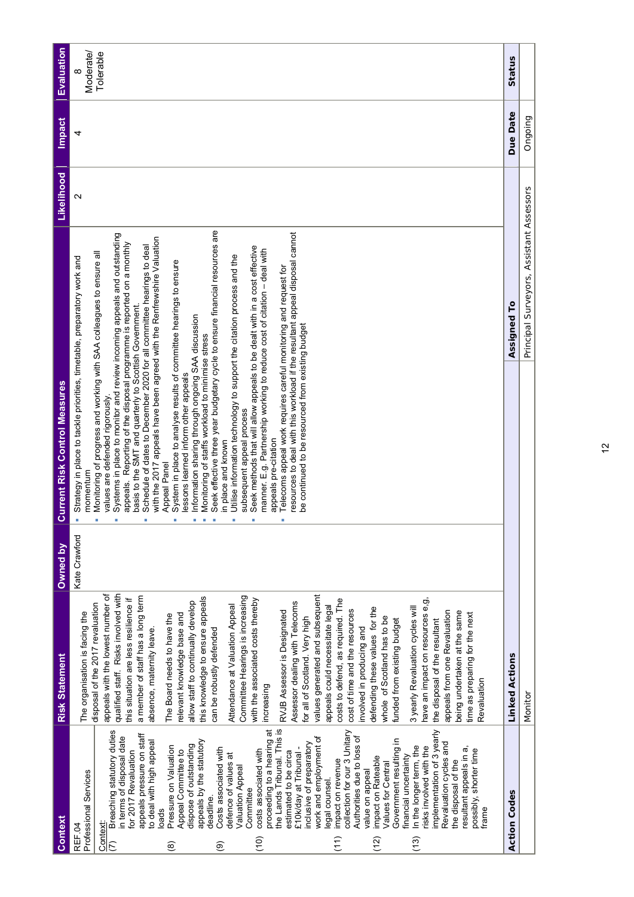| Context | Risk Statement | Owned by | Current Risk Control Measures | Likelihood | Impact | Evaluation |
|---|---|---|---|---|---|---|
| REF.04<br>Professional Services<br><br>Context:<br>(7) Breaching statutory duties in terms of disposal date for 2017 Revaluation appeals pressure on staff to deal with high appeal loads<br>(8) Pressure on Valuation Appeal Committee to dispose of outstanding appeals by the statutory deadline.<br>(9) Costs associated with defence of values at Valuation Appeal Committee<br>(10) costs associated with proceeding to a hearing at the Lands Tribunal. This is estimated to be circa £10k/day at Tribunal - inclusive of preparatory work and employment of legal counsel.<br>(11) impact on revenue collection for our 3 Unitary Authorities due to loss of value on appeal<br>(12) impact on Rateable Values for Central Government resulting in financial uncertainty<br>(13) In the longer term, the risks involved with the implementation of 3 yearly Revaluation cycles and the disposal of the resultant appeals in a, possibly, shorter time frame | The organisation is facing the disposal of the 2017 revaluation appeals with the lowest number of qualified staff. Risks involved with this situation are less resilience if a member of staff has a long term absence, maternity leave.<br><br>The Board needs to have the relevant knowledge base and allow staff to continually develop this knowledge to ensure appeals can be robustly defended<br><br>Attendance at Valuation Appeal Committee Hearings is increasing with the associated costs thereby increasing<br><br>RVJB Assessor is Designated Assessor dealing with Telecoms for all of Scotland. Very high values generated and subsequent appeals could necessitate legal costs to defend, as required. The cost of time and the resources involved in producing and defending these values for the whole of Scotland has to be funded from existing budget<br><br>3 yearly Revaluation cycles will have an impact on resources e.g, the disposal of the resultant appeals from one Revaluation being undertaken at the same time as preparing for the next Revaluation | Kate Crawford | ▪ Strategy in place to tackle priorities, timetable, preparatory work and momentum<br>▪ Monitoring of progress and working with SAA colleagues to ensure all values are defended rigorously.<br>▪ Systems in place to monitor and review incoming appeals and outstanding appeals. Reporting of the disposal programme is reported on a monthly basis to the SMT and quarterly to Scottish Government.<br>▪ Schedule of dates to December 2020 for all committee hearings to deal with the 2017 appeals have been agreed with the Renfrewshire Valuation Appeal Panel<br>▪ System in place to analyse results of committee hearings to ensure lessons learned inform other appeals<br>▪ Information sharing through ongoing SAA discussion<br>▪ Monitoring of staffs workload to minimise stress<br>▪ Seek effective three year budgetary cycle to ensure financial resources are in place and known<br>▪ Utilise information technology to support the citation process and the subsequent appeal process<br>▪ Seek methods that will allow appeals to be dealt with in a cost effective manner. E.g. Partnership working to reduce cost of citation – deal with appeals pre-citation<br>▪ Telecoms appeal work requires careful monitoring and request for resources to deal with this workload if the resultant appeal disposal cannot be continued to be resourced from existing budget | 2 | 4 | 8<br>Moderate/<br>Tolerable |

| Action Codes | Linked Actions | Assigned To | Due Date | Status |
|---|---|---|---|---|
| | Monitor | Principal Surveyors, Assistant Assessors | Ongoing | |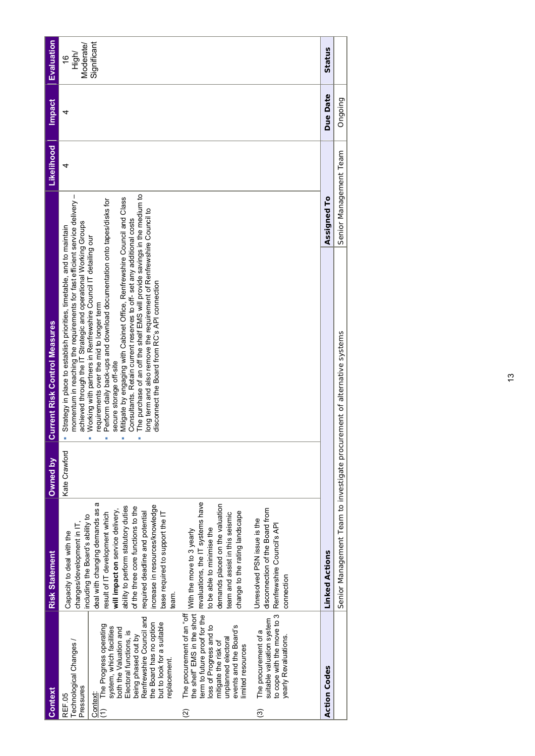| Context | Risk Statement | Owned by | Current Risk Control Measures | Likelihood | Impact | Evaluation |
|---|---|---|---|---|---|---|
| REF.05<br>Technological Changes / Pressures<br><br>Context:<br>(1) The Progress operating system, which facilities both the Valuation and Electoral functions, is being phased out by Renfrewshire Council and the Board has no option but to look for a suitable replacement.<br><br>(2) The procurement of an "off the shelf" EMS in the short term to future proof for the loss of Progress and to mitigate the risk of unplanned electoral events and the Board's limited resources<br><br>(3) The procurement of a suitable valuation system to cope with the move to 3 yearly Revaluations. | Capacity to deal with the changes/development in IT, including the Board's ability to deal with changing demands as a result of IT development which **will impact on** service delivery, ability to perform statutory duties of the three core functions to the required deadline and potential increase in resources/knowledge base required to support the IT team.<br><br>With the move to 3 yearly revaluations, the IT systems have to be able to minimise the demands placed on the valuation team and assist in this seismic change to the rating landscape<br><br>Unresolved PSN issue is the disconnection of the Board from Renfrewshire Council's API connection | Kate Crawford | ▪ Strategy in place to establish priorities, timetable, and to maintain momentum in reaching the requirements for fast efficient service delivery – achieved through the IT Strategic and operational Working Groups<br>▪ Working with partners in Renfrewshire Council IT detailing our requirements over the mid to longer term<br>▪ Perform daily back-ups and download documentation onto tapes/disks for secure storage off-site<br>▪ Mitigate by engaging with Cabinet Office, Renfrewshire Council and Class Consultants. Retain current reserves to off- set any additional costs<br>▪ The purchase of an off the shelf EMS will provide savings in the medium to long term and also remove the requirement of Renfrewshire Council to disconnect the Board from RC's API connection | 4 | 4 | 16<br>High/ Moderate/ Significant |

| Action Codes | Linked Actions | Assigned To | Due Date | Status |
|---|---|---|---|---|
| | Senior Management Team to investigate procurement of alternative systems | Senior Management Team | Ongoing | |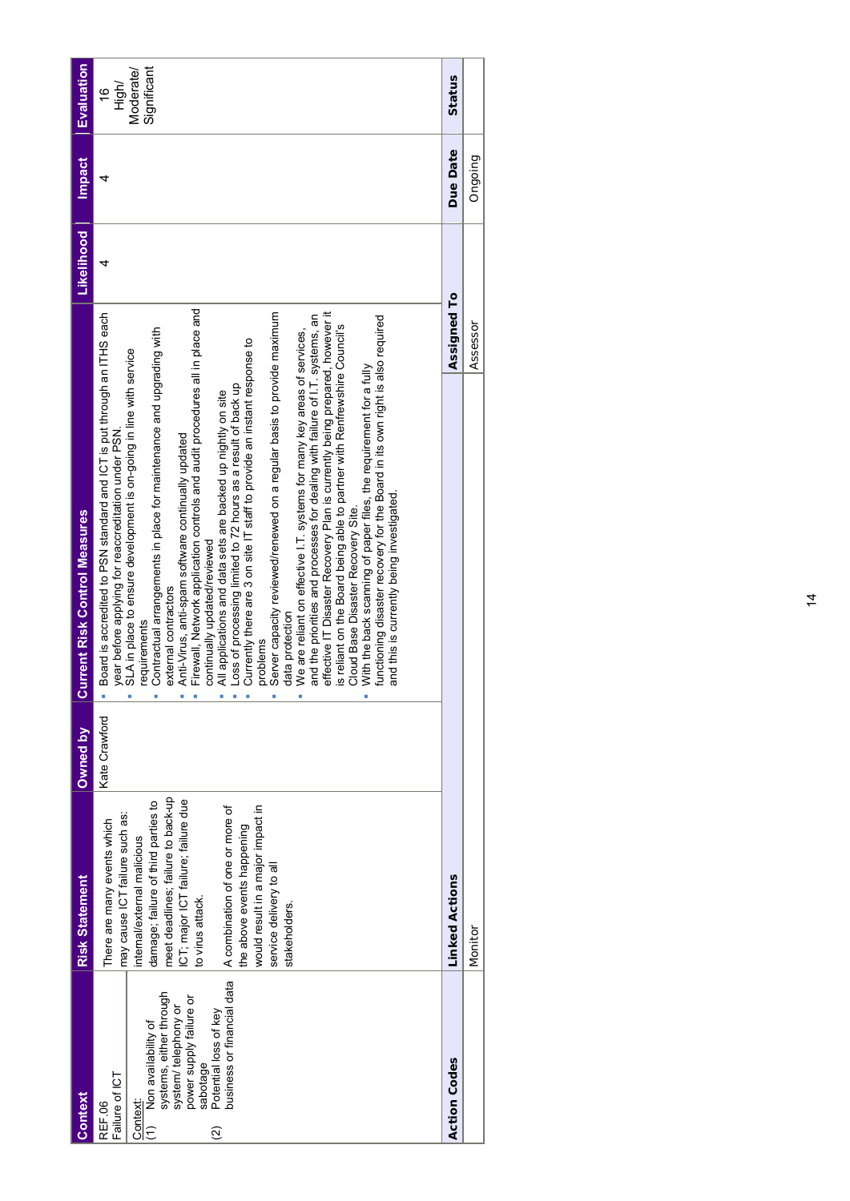| Context | Risk Statement | Owned by | Current Risk Control Measures | Likelihood | Impact | Evaluation |
|---|---|---|---|---|---|---|
| REF.06<br>Failure of ICT<br><br>Context:<br>(1) Non availability of systems, either through system/ telephony or power supply failure or sabotage<br>(2) Potential loss of key business or financial data | There are many events which may cause ICT failure such as: internal/external malicious damage; failure of third parties to meet deadlines; failure to back-up ICT; major ICT failure; failure due to virus attack.<br><br>A combination of one or more of the above events happening would result in a major impact in service delivery to all stakeholders. | Kate Crawford | ▪ Board is accredited to PSN standard and ICT is put through an ITHS each year before applying for reaccreditation under PSN.<br>▪ SLA in place to ensure development is on-going in line with service requirements<br>▪ Contractual arrangements in place for maintenance and upgrading with external contractors<br>▪ Anti-Virus, anti-spam software continually updated<br>▪ Firewall, Network application controls and audit procedures all in place and continually updated/reviewed<br>▪ All applications and data sets are backed up nightly on site<br>▪ Loss of processing limited to 72 hours as a result of back up<br>▪ Currently there are 3 on site IT staff to provide an instant response to problems<br>▪ Server capacity reviewed/renewed on a regular basis to provide maximum data protection<br>▪ We are reliant on effective I.T. systems for many key areas of services, and the priorities and processes for dealing with failure of I.T. systems, an effective IT Disaster Recovery Plan is currently being prepared, however it is reliant on the Board being able to partner with Renfrewshire Council's Cloud Base Disaster Recovery Site.<br>▪ With the back scanning of paper files, the requirement for a fully functioning disaster recovery for the Board in its own right is also required and this is currently being investigated. | 4 | 4 | 16<br>High/<br>Moderate/<br>Significant |

| Action Codes | Linked Actions | Assigned To | Due Date | Status |
|---|---|---|---|---|
| | Monitor | Assessor | Ongoing | |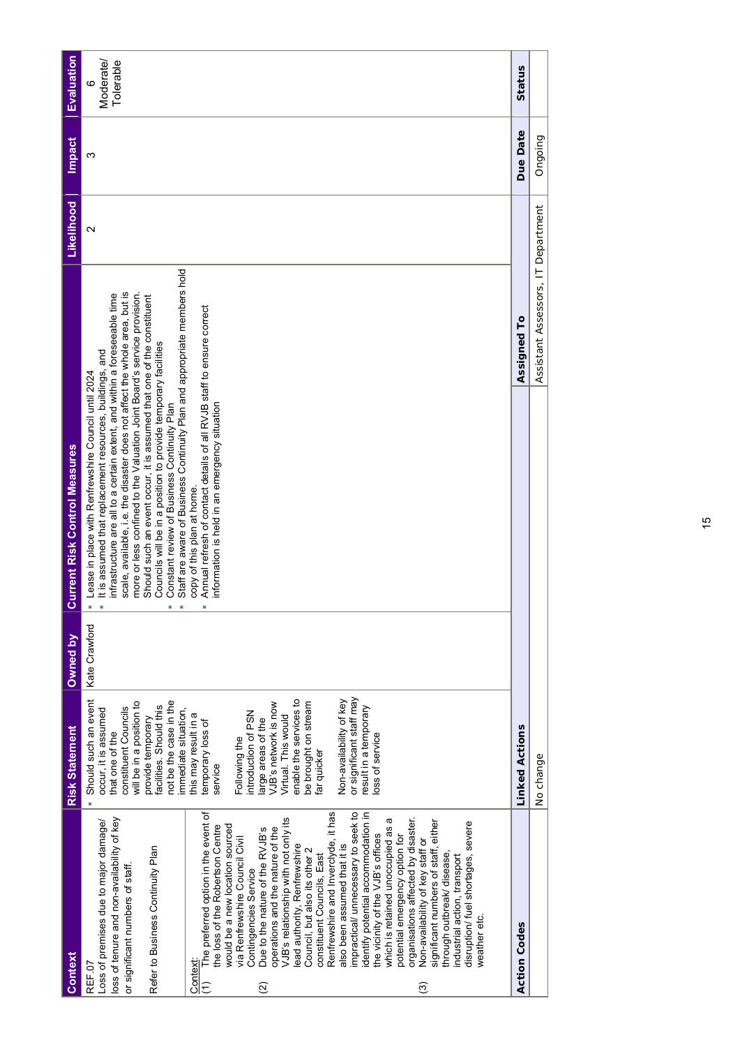| Context | Risk Statement | Owned by | Current Risk Control Measures | Likelihood | Impact | Evaluation |
|---|---|---|---|---|---|---|
| REF.07<br>Loss of premises due to major damage/ loss of tenure and non-availability of key or significant numbers of staff.<br><br>Refer to Business Continuity Plan<br><br>Context:<br>(1) The preferred option in the event of the loss of the Robertson Centre would be a new location sourced via Renfrewshire Council Civil Contingencies Service<br>(2) Due to the nature of the RVJB's operations and the nature of the VJB's relationship with not only its lead authority, Renfrewshire Council, but also its other 2 constituent Councils, East Renfrewshire and Inverclyde, it has also been assumed that it is impractical/ unnecessary to seek to identify potential accommodation in the vicinity of the VJB's offices which is retained unoccupied as a potential emergency option for organisations affected by disaster.<br>(3) Non-availability of key staff or significant numbers of staff, either through outbreak/ disease, industrial action, transport disruption/ fuel shortages, severe weather etc. | ▪ Should such an event occur, it is assumed that one of the constituent Councils will be in a position to provide temporary facilities. Should this not be the case in the immediate situation, this may result in a temporary loss of service<br><br>Following the introduction of PSN large areas of the VJB's network is now Virtual. This would enable the services to be brought on stream far quicker<br><br>Non-availability of key or significant staff may result in a temporary loss of service | Kate Crawford | ▪ Lease in place with Renfrewshire Council until 2024<br>▪ It is assumed that replacement resources, buildings, and infrastructure are all to a certain extent, and within a foreseeable time scale, available, i.e. the disaster does not affect the whole area, but is more or less confined to the Valuation Joint Board's service provision. Should such an event occur, it is assumed that one of the constituent Councils will be in a position to provide temporary facilities<br>▪ Constant review of Business Continuity Plan<br>▪ Staff are aware of Business Continuity Plan and appropriate members hold copy of this plan at home.<br>▪ Annual refresh of contact details of all RVJB staff to ensure correct information is held in an emergency situation | 2 | 3 | 6<br>Moderate/ Tolerable |

| Action Codes | Linked Actions | Assigned To | Due Date | Status |
|---|---|---|---|---|
| | No change | Assistant Assessors, IT Department | Ongoing | |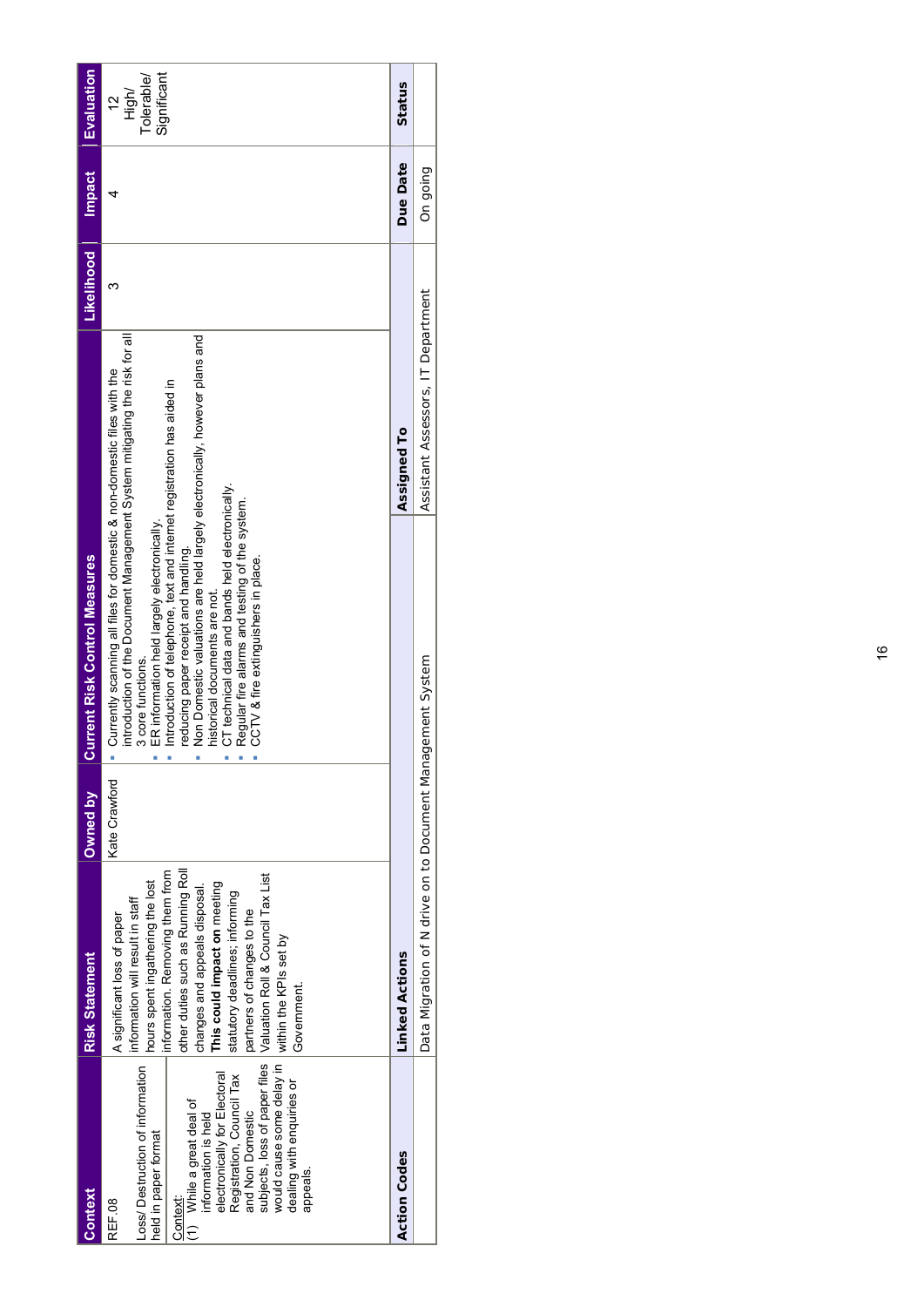| Context | Risk Statement | Owned by | Current Risk Control Measures | Likelihood | Impact | Evaluation |
|---|---|---|---|---|---|---|
| REF.08<br><br>Loss/ Destruction of information held in paper format<br><br>Context:<br>(1) While a great deal of information is held electronically for Electoral Registration, Council Tax and Non Domestic subjects, loss of paper files would cause some delay in dealing with enquiries or appeals. | A significant loss of paper information will result in staff hours spent ingathering the lost information. Removing them from other duties such as Running Roll changes and appeals disposal. **This could impact on** meeting statutory deadlines, informing partners of changes to the Valuation Roll & Council Tax List within the KPIs set by Government. | Kate Crawford | ▪ Currently scanning all files for domestic & non-domestic files with the introduction of the Document Management System mitigating the risk for all 3 core functions.<br>▪ ER information held largely electronically.<br>▪ Introduction of telephone, text and internet registration has aided in reducing paper receipt and handling.<br>▪ Non Domestic valuations are held largely electronically, however plans and historical documents are not.<br>▪ CT technical data and bands held electronically.<br>▪ Regular fire alarms and testing of the system.<br>▪ CCTV & fire extinguishers in place. | 3 | 4 | 12 High/ Tolerable/ Significant |

| Action Codes | Linked Actions | Assigned To | Due Date | Status |
|---|---|---|---|---|
| | Data Migration of N drive on to Document Management System | Assistant Assessors, IT Department | On going | |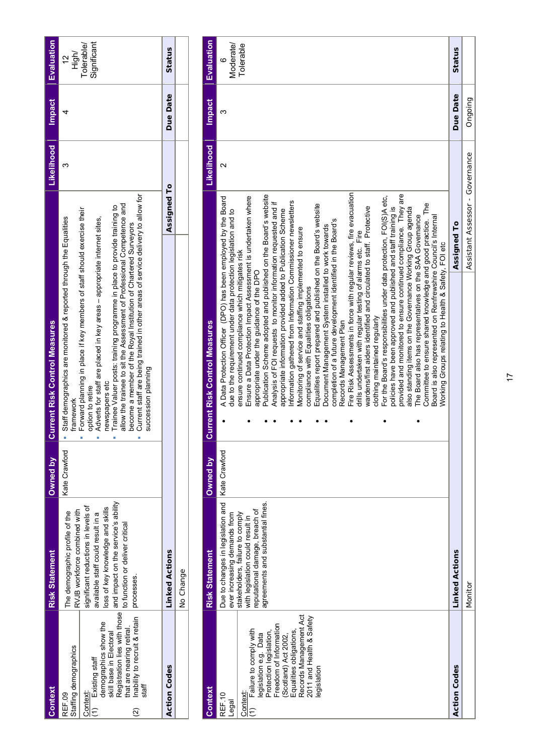| Context | Risk Statement | Owned by | Current Risk Control Measures | Likelihood | Impact | Evaluation |
|---|---|---|---|---|---|---|
| REF.09<br>Staffing demographics<br><br>Context:<br>(1) Existing staff demographics show the skill base in Electoral Registration lies with those that are nearing retiral.<br>(2) Inability to recruit & retain staff | The demographic profile of the RVJB workforce combined with significant reductions in levels of available staff could result in a loss of key knowledge and skills and impact on the service's ability to function or deliver critical processes. | Kate Crawford | ▪ Staff demographics are monitored & reported through the Equalities framework<br>▪ Forward planning in place if key members of staff should exercise their option to retire<br>▪ Adverts for staff are placed in key areas – appropriate internet sites, newspapers etc<br>▪ Trainee Valuer posts: training programme in place to provide training to allow the trainee to sit the Assessment of Professional Competence and become a member of the Royal Institution of Chartered Surveyors<br>▪ Current staff are being trained in other areas of service delivery to allow for succession planning | 3 | 4 | 12<br>High/<br>Tolerable/<br>Significant |

| Action Codes | Linked Actions | Assigned To | Due Date | Status |
|---|---|---|---|---|
| | No Change | | | |

| Context | Risk Statement | Owned by | Current Risk Control Measures | Likelihood | Impact | Evaluation |
|---|---|---|---|---|---|---|
| REF.10<br>Legal<br><br>Context:<br>(1) Failure to comply with legislation e.g. Data Protection legislation, Freedom of Information (Scotland) Act 2002, Equalities obligations, Records Management Act 2011 and Health & Safety legislation | Due to changes in legislation and ever increasing demands from stakeholders, failure to comply with legislation could result in reputational damage, breach of agreements and substantial fines. | Kate Crawford | • A Data Protection Officer (DPO) has been employed by the Board due to the requirement under data protection legislation and to ensure continued compliance which mitigates risk<br>• Ensure a Data Protection Impact Assessment is undertaken where appropriate under the guidance of the DPO<br>• Publication Scheme adopted and published on the Board's website<br>• Analysis of FOI requests to monitor information requested and if appropriate information provided added to Publication Scheme<br>• Information gathered from Information Commissioner newsletters<br>• Monitoring of service and staffing implemented to ensure compliance with Equalities obligations<br>• Equalities report prepared and published on the Board's website<br>• Document Management System installed to work towards completion of a future development identified in the Board's Records Management Plan<br>• Fire Risk Assessments in force with regular reviews, fire evacuation drills undertaken with regular testing of alarms etc. Fire wardens/first aiders identified and circulated to staff. Protective clothing maintained regularly<br>• For the Board's responsibilities under data protection, FOI(S)A etc, policies have been approved and published and staff training is provided and monitored to ensure continued compliance. They are also standing items on the Governance Working Group agenda<br>• The Board also has representatives on the SAA Governance Committee to ensure shared knowledge and good practice. The Board is also represented on Renfrewshire Council's Internal Working Groups relating to Health & Safety, FOI etc | 2 | 3 | 6<br>Moderate/<br>Tolerable |

| Action Codes | Linked Actions | Assigned To | Due Date | Status |
|---|---|---|---|---|
| | Monitor | Assistant Assessor - Governance | Ongoing | |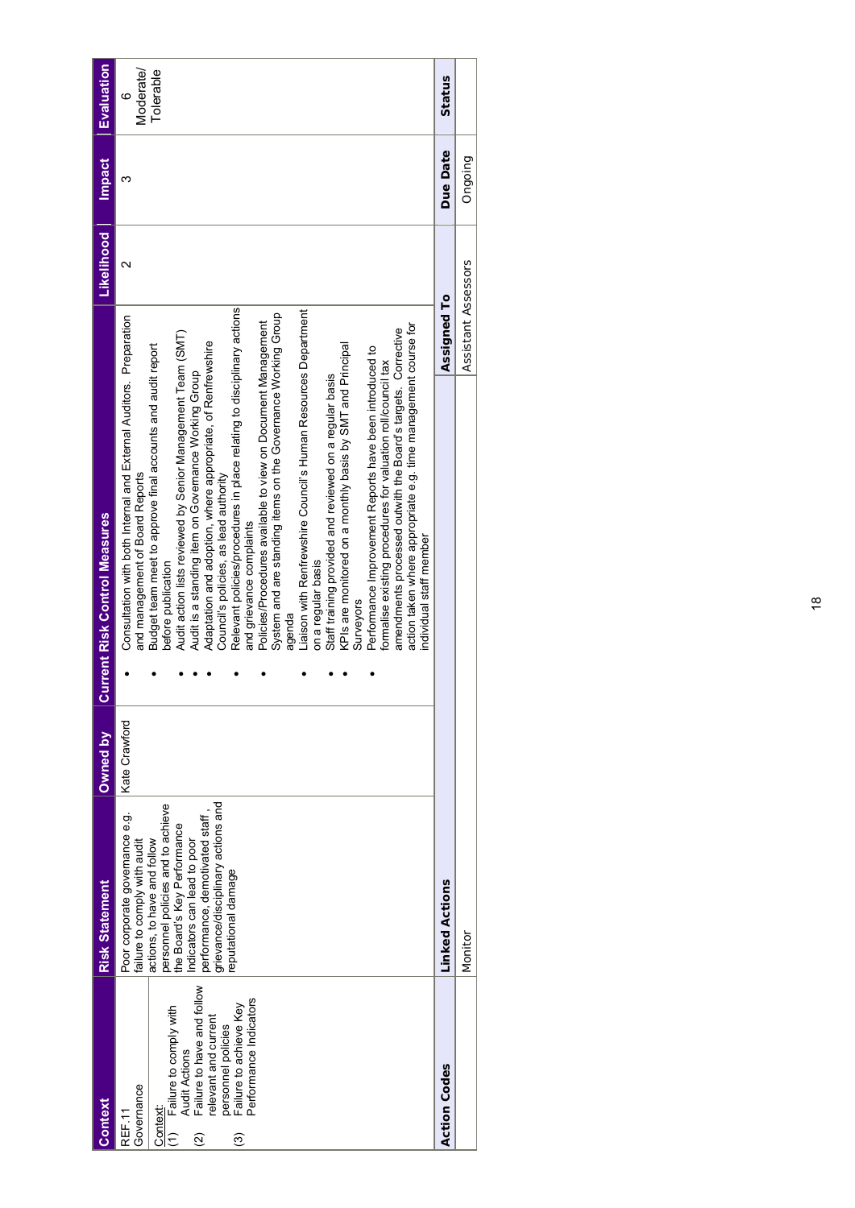| Context | Risk Statement | Owned by | Current Risk Control Measures | Likelihood | Impact | Evaluation |
|---|---|---|---|---|---|---|
| REF.11<br>Governance<br><br>Context:<br>(1) Failure to comply with Audit Actions<br>(2) Failure to have and follow relevant and current personnel policies<br>(3) Failure to achieve Key Performance Indicators | Poor corporate governance e.g. failure to comply with audit actions, to have and follow personnel policies and to achieve the Board's Key Performance Indicators can lead to poor performance, demotivated staff, grievance/disciplinary actions and reputational damage | Kate Crawford | • Consultation with both Internal and External Auditors. Preparation and management of Board Reports<br>• Budget team meet to approve final accounts and audit report before publication<br>• Audit action lists reviewed by Senior Management Team (SMT)<br>• Audit is a standing item on Governance Working Group<br>• Adaptation and adoption, where appropriate, of Renfrewshire Council's policies, as lead authority<br>• Relevant policies/procedures in place relating to disciplinary actions and grievance complaints<br>• Policies/Procedures available to view on Document Management System and are standing items on the Governance Working Group agenda<br>• Liaison with Renfrewshire Council's Human Resources Department on a regular basis<br>• Staff training provided and reviewed on a regular basis<br>• KPIs are monitored on a monthly basis by SMT and Principal Surveyors<br>• Performance Improvement Reports have been introduced to formalise existing procedures for valuation roll/council tax amendments processed outwith the Board's targets. Corrective action taken where appropriate e.g. time management course for individual staff member | 2 | 3 | 6<br>Moderate/<br>Tolerable |

| Action Codes | Linked Actions | Assigned To | Due Date | Status |
|---|---|---|---|---|
| | Monitor | Assistant Assessors | Ongoing | |